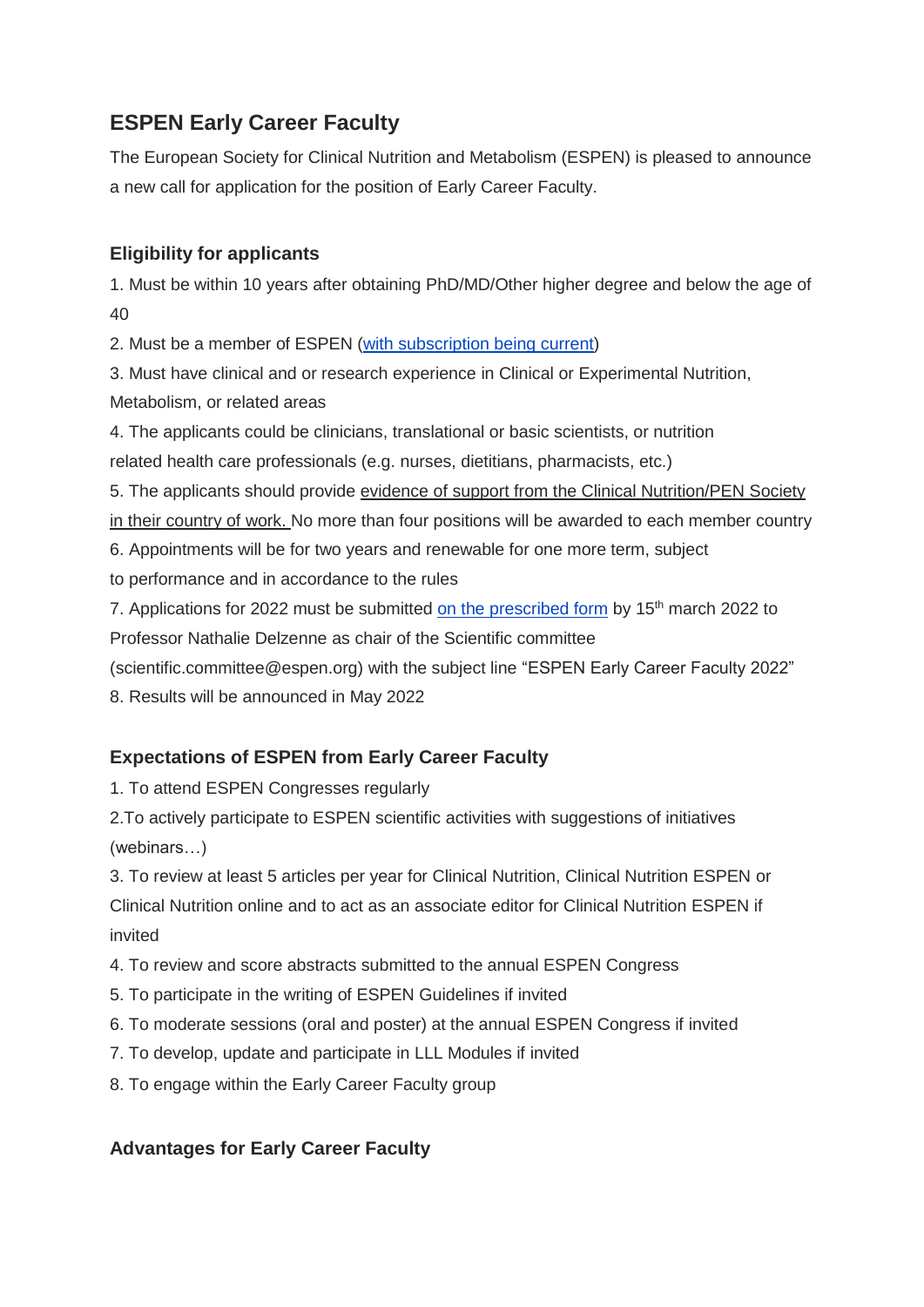## ESPEN Early Career Faculty

The European Society for Clinical Nutrition and Metabolism (ESPEN) is pleased to announce a new call for application for the position of Early Career Faculty.

### Eligibility for applicants

1. Must be within 10 years after obtaining PhD/MD/Other higher degree and below the age of 40
2. Must be a member of ESPEN (with subscription being current)
3. Must have clinical and or research experience in Clinical or Experimental Nutrition, Metabolism, or related areas
4. The applicants could be clinicians, translational or basic scientists, or nutrition related health care professionals (e.g. nurses, dietitians, pharmacists, etc.)
5. The applicants should provide evidence of support from the Clinical Nutrition/PEN Society in their country of work. No more than four positions will be awarded to each member country
6. Appointments will be for two years and renewable for one more term, subject to performance and in accordance to the rules
7. Applications for 2022 must be submitted on the prescribed form by 15th march 2022 to Professor Nathalie Delzenne as chair of the Scientific committee (scientific.committee@espen.org) with the subject line "ESPEN Early Career Faculty 2022"
8. Results will be announced in May 2022

### Expectations of ESPEN from Early Career Faculty

1. To attend ESPEN Congresses regularly
2. To actively participate to ESPEN scientific activities with suggestions of initiatives (webinars…)
3. To review at least 5 articles per year for Clinical Nutrition, Clinical Nutrition ESPEN or Clinical Nutrition online and to act as an associate editor for Clinical Nutrition ESPEN if invited
4. To review and score abstracts submitted to the annual ESPEN Congress
5. To participate in the writing of ESPEN Guidelines if invited
6. To moderate sessions (oral and poster) at the annual ESPEN Congress if invited
7. To develop, update and participate in LLL Modules if invited
8. To engage within the Early Career Faculty group

### Advantages for Early Career Faculty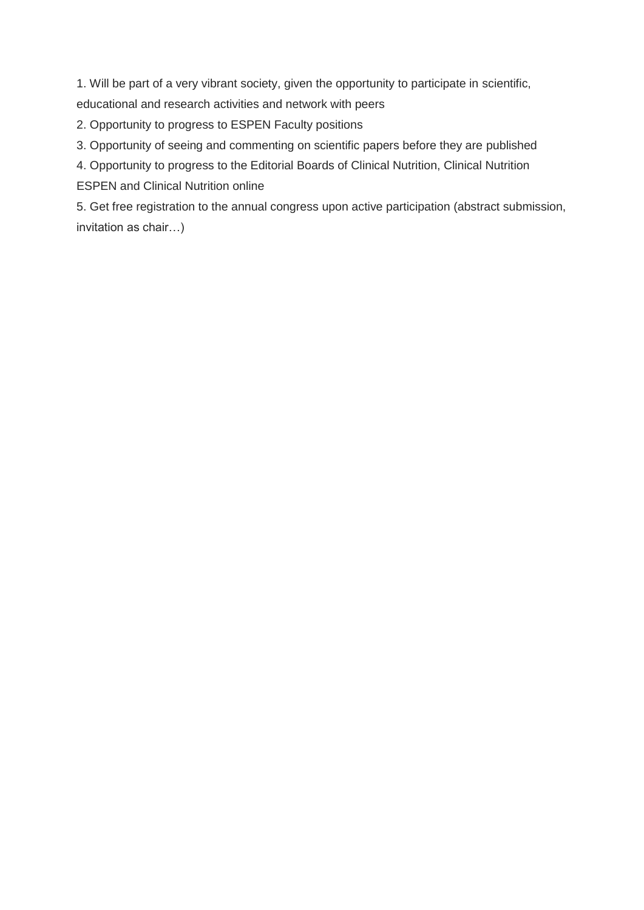1. Will be part of a very vibrant society, given the opportunity to participate in scientific, educational and research activities and network with peers
2. Opportunity to progress to ESPEN Faculty positions
3. Opportunity of seeing and commenting on scientific papers before they are published
4. Opportunity to progress to the Editorial Boards of Clinical Nutrition, Clinical Nutrition ESPEN and Clinical Nutrition online
5. Get free registration to the annual congress upon active participation (abstract submission, invitation as chair…)